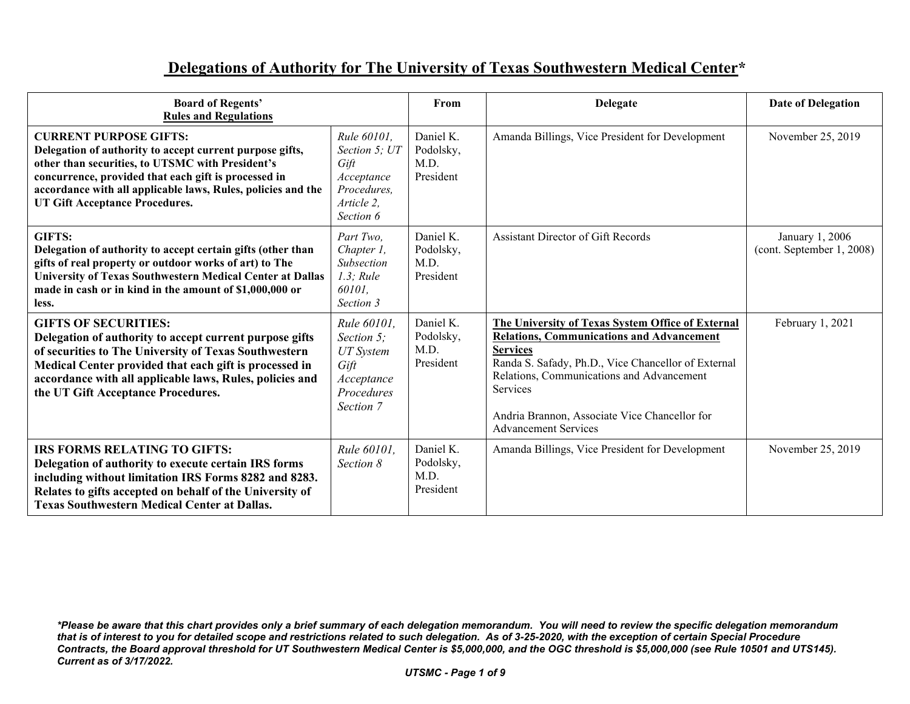# Delegations of Authority for The University of Texas Southwestern Medical Center*

| Board of Regents' Rules and Regulations | | From | Delegate | Date of Delegation |
|---|---|---|---|---|
| **CURRENT PURPOSE GIFTS: Delegation of authority to accept current purpose gifts, other than securities, to UTSMC with President's concurrence, provided that each gift is processed in accordance with all applicable laws, Rules, policies and the UT Gift Acceptance Procedures.** | *Rule 60101, Section 5; UT Gift Acceptance Procedures, Article 2, Section 6* | Daniel K. Podolsky, M.D. President | Amanda Billings, Vice President for Development | November 25, 2019 |
| **GIFTS: Delegation of authority to accept certain gifts (other than gifts of real property or outdoor works of art) to The University of Texas Southwestern Medical Center at Dallas made in cash or in kind in the amount of $1,000,000 or less.** | *Part Two, Chapter 1, Subsection 1.3; Rule 60101, Section 3* | Daniel K. Podolsky, M.D. President | Assistant Director of Gift Records | January 1, 2006 (cont. September 1, 2008) |
| **GIFTS OF SECURITIES: Delegation of authority to accept current purpose gifts of securities to The University of Texas Southwestern Medical Center provided that each gift is processed in accordance with all applicable laws, Rules, policies and the UT Gift Acceptance Procedures.** | *Rule 60101, Section 5; UT System Gift Acceptance Procedures Section 7* | Daniel K. Podolsky, M.D. President | **The University of Texas System Office of External Relations, Communications and Advancement Services**<br>Randa S. Safady, Ph.D., Vice Chancellor of External Relations, Communications and Advancement Services<br><br>Andria Brannon, Associate Vice Chancellor for Advancement Services | February 1, 2021 |
| **IRS FORMS RELATING TO GIFTS: Delegation of authority to execute certain IRS forms including without limitation IRS Forms 8282 and 8283. Relates to gifts accepted on behalf of the University of Texas Southwestern Medical Center at Dallas.** | *Rule 60101, Section 8* | Daniel K. Podolsky, M.D. President | Amanda Billings, Vice President for Development | November 25, 2019 |

***Please be aware that this chart provides only a brief summary of each delegation memorandum. You will need to review the specific delegation memorandum that is of interest to you for detailed scope and restrictions related to such delegation. As of 3-25-2020, with the exception of certain Special Procedure Contracts, the Board approval threshold for UT Southwestern Medical Center is $5,000,000, and the OGC threshold is $5,000,000 (see Rule 10501 and UTS145). Current as of 3/17/2022.***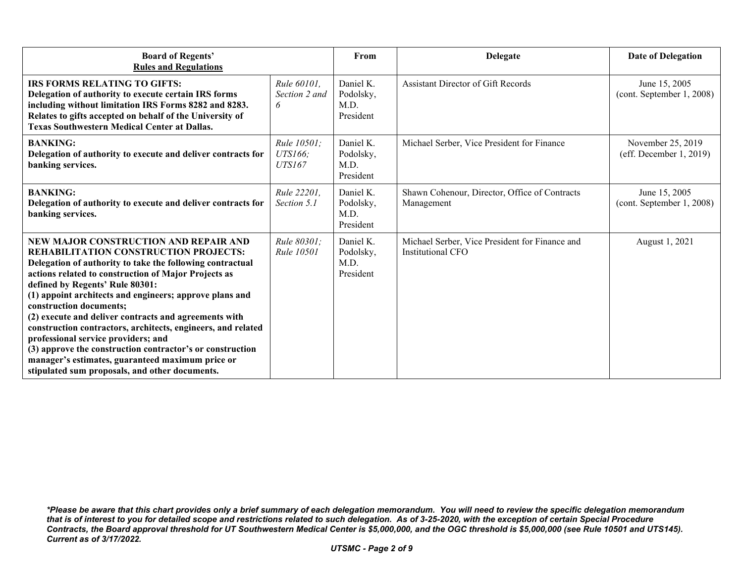| Board of Regents' Rules and Regulations | | From | Delegate | Date of Delegation |
|---|---|---|---|---|
| **IRS FORMS RELATING TO GIFTS: Delegation of authority to execute certain IRS forms including without limitation IRS Forms 8282 and 8283. Relates to gifts accepted on behalf of the University of Texas Southwestern Medical Center at Dallas.** | *Rule 60101, Section 2 and 6* | Daniel K. Podolsky, M.D. President | Assistant Director of Gift Records | June 15, 2005 (cont. September 1, 2008) |
| **BANKING: Delegation of authority to execute and deliver contracts for banking services.** | *Rule 10501; UTS166; UTS167* | Daniel K. Podolsky, M.D. President | Michael Serber, Vice President for Finance | November 25, 2019 (eff. December 1, 2019) |
| **BANKING: Delegation of authority to execute and deliver contracts for banking services.** | *Rule 22201, Section 5.1* | Daniel K. Podolsky, M.D. President | Shawn Cohenour, Director, Office of Contracts Management | June 15, 2005 (cont. September 1, 2008) |
| **NEW MAJOR CONSTRUCTION AND REPAIR AND REHABILITATION CONSTRUCTION PROJECTS: Delegation of authority to take the following contractual actions related to construction of Major Projects as defined by Regents' Rule 80301: (1) appoint architects and engineers; approve plans and construction documents; (2) execute and deliver contracts and agreements with construction contractors, architects, engineers, and related professional service providers; and (3) approve the construction contractor's or construction manager's estimates, guaranteed maximum price or stipulated sum proposals, and other documents.** | *Rule 80301; Rule 10501* | Daniel K. Podolsky, M.D. President | Michael Serber, Vice President for Finance and Institutional CFO | August 1, 2021 |

***Please be aware that this chart provides only a brief summary of each delegation memorandum. You will need to review the specific delegation memorandum that is of interest to you for detailed scope and restrictions related to such delegation. As of 3-25-2020, with the exception of certain Special Procedure Contracts, the Board approval threshold for UT Southwestern Medical Center is $5,000,000, and the OGC threshold is $5,000,000 (see Rule 10501 and UTS145). Current as of 3/17/2022.***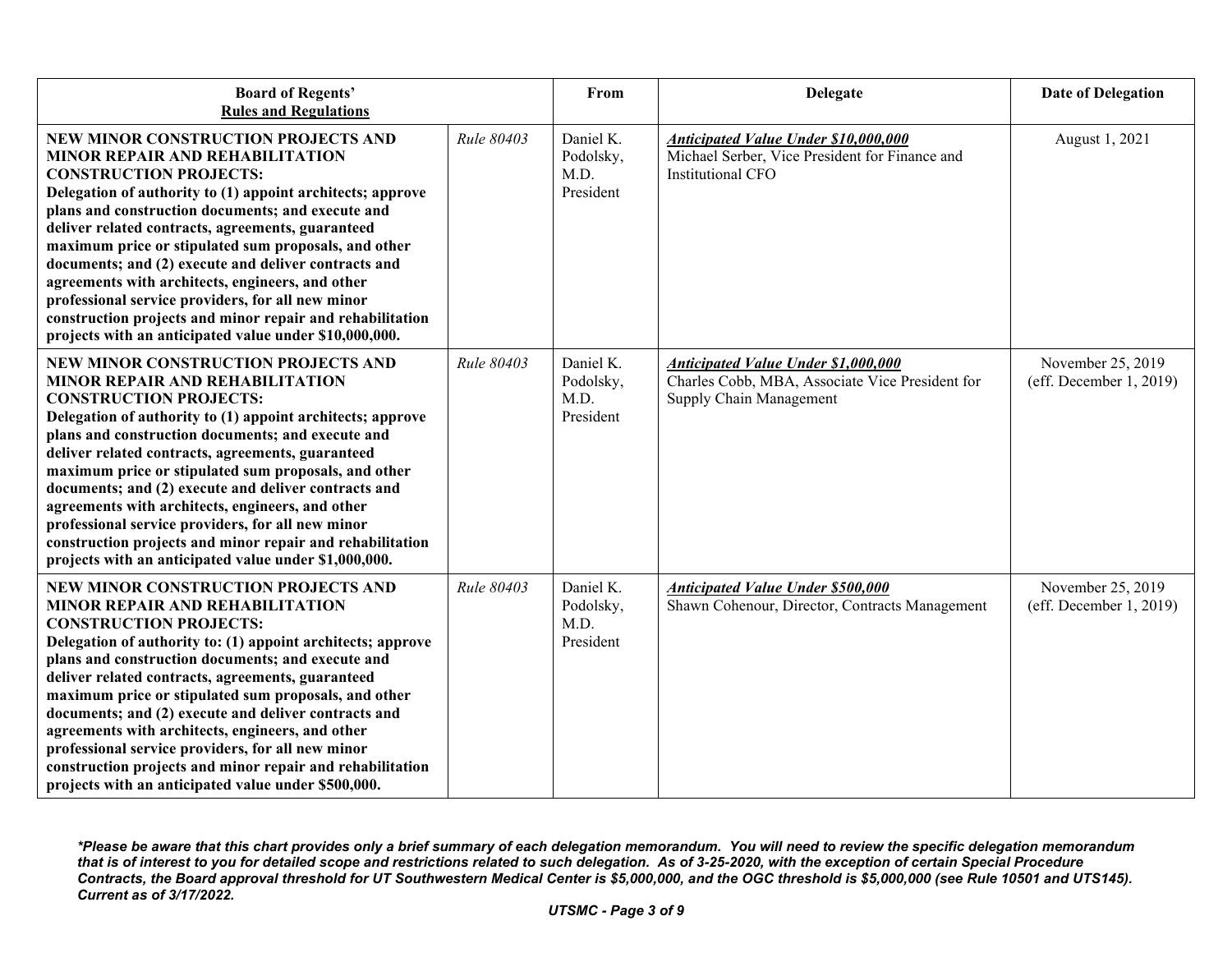| Board of Regents' Rules and Regulations | | From | Delegate | Date of Delegation |
|---|---|---|---|---|
| **NEW MINOR CONSTRUCTION PROJECTS AND MINOR REPAIR AND REHABILITATION CONSTRUCTION PROJECTS: Delegation of authority to (1) appoint architects; approve plans and construction documents; and execute and deliver related contracts, agreements, guaranteed maximum price or stipulated sum proposals, and other documents; and (2) execute and deliver contracts and agreements with architects, engineers, and other professional service providers, for all new minor construction projects and minor repair and rehabilitation projects with an anticipated value under $10,000,000.** | *Rule 80403* | Daniel K. Podolsky, M.D. President | ***Anticipated Value Under $10,000,000*** Michael Serber, Vice President for Finance and Institutional CFO | August 1, 2021 |
| **NEW MINOR CONSTRUCTION PROJECTS AND MINOR REPAIR AND REHABILITATION CONSTRUCTION PROJECTS: Delegation of authority to (1) appoint architects; approve plans and construction documents; and execute and deliver related contracts, agreements, guaranteed maximum price or stipulated sum proposals, and other documents; and (2) execute and deliver contracts and agreements with architects, engineers, and other professional service providers, for all new minor construction projects and minor repair and rehabilitation projects with an anticipated value under $1,000,000.** | *Rule 80403* | Daniel K. Podolsky, M.D. President | ***Anticipated Value Under $1,000,000*** Charles Cobb, MBA, Associate Vice President for Supply Chain Management | November 25, 2019 (eff. December 1, 2019) |
| **NEW MINOR CONSTRUCTION PROJECTS AND MINOR REPAIR AND REHABILITATION CONSTRUCTION PROJECTS: Delegation of authority to: (1) appoint architects; approve plans and construction documents; and execute and deliver related contracts, agreements, guaranteed maximum price or stipulated sum proposals, and other documents; and (2) execute and deliver contracts and agreements with architects, engineers, and other professional service providers, for all new minor construction projects and minor repair and rehabilitation projects with an anticipated value under $500,000.** | *Rule 80403* | Daniel K. Podolsky, M.D. President | ***Anticipated Value Under $500,000*** Shawn Cohenour, Director, Contracts Management | November 25, 2019 (eff. December 1, 2019) |

***Please be aware that this chart provides only a brief summary of each delegation memorandum. You will need to review the specific delegation memorandum that is of interest to you for detailed scope and restrictions related to such delegation. As of 3-25-2020, with the exception of certain Special Procedure Contracts, the Board approval threshold for UT Southwestern Medical Center is $5,000,000, and the OGC threshold is $5,000,000 (see Rule 10501 and UTS145). Current as of 3/17/2022.***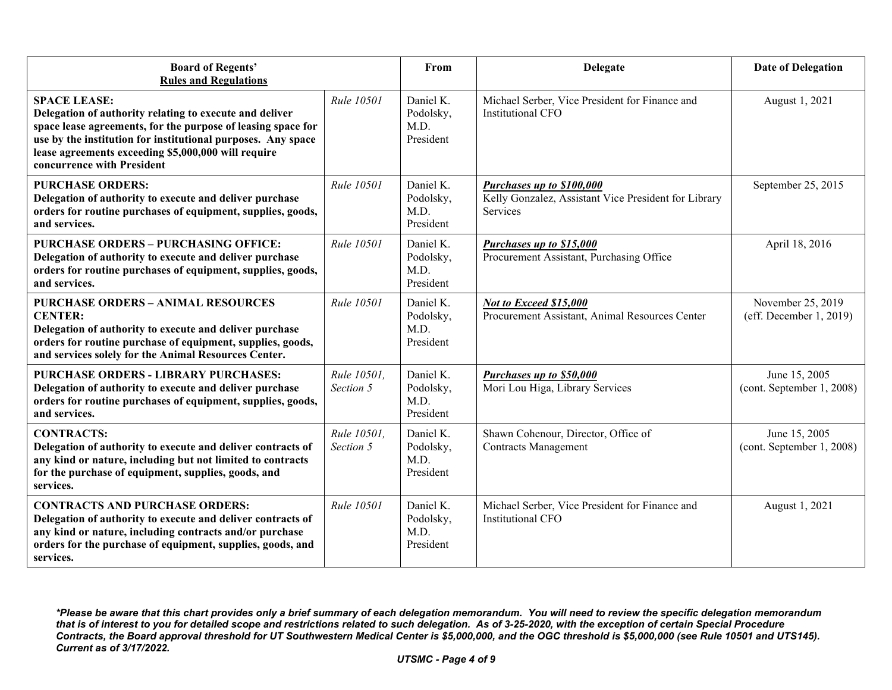| **Board of Regents' Rules and Regulations** | | From | Delegate | Date of Delegation |
|---|---|---|---|---|
| **SPACE LEASE: Delegation of authority relating to execute and deliver space lease agreements, for the purpose of leasing space for use by the institution for institutional purposes. Any space lease agreements exceeding $5,000,000 will require concurrence with President** | *Rule 10501* | Daniel K. Podolsky, M.D. President | Michael Serber, Vice President for Finance and Institutional CFO | August 1, 2021 |
| **PURCHASE ORDERS: Delegation of authority to execute and deliver purchase orders for routine purchases of equipment, supplies, goods, and services.** | *Rule 10501* | Daniel K. Podolsky, M.D. President | ***Purchases up to $100,000*** Kelly Gonzalez, Assistant Vice President for Library Services | September 25, 2015 |
| **PURCHASE ORDERS – PURCHASING OFFICE: Delegation of authority to execute and deliver purchase orders for routine purchases of equipment, supplies, goods, and services.** | *Rule 10501* | Daniel K. Podolsky, M.D. President | ***Purchases up to $15,000*** Procurement Assistant, Purchasing Office | April 18, 2016 |
| **PURCHASE ORDERS – ANIMAL RESOURCES CENTER: Delegation of authority to execute and deliver purchase orders for routine purchase of equipment, supplies, goods, and services solely for the Animal Resources Center.** | *Rule 10501* | Daniel K. Podolsky, M.D. President | ***Not to Exceed $15,000*** Procurement Assistant, Animal Resources Center | November 25, 2019 (eff. December 1, 2019) |
| **PURCHASE ORDERS - LIBRARY PURCHASES: Delegation of authority to execute and deliver purchase orders for routine purchases of equipment, supplies, goods, and services.** | *Rule 10501, Section 5* | Daniel K. Podolsky, M.D. President | ***Purchases up to $50,000*** Mori Lou Higa, Library Services | June 15, 2005 (cont. September 1, 2008) |
| **CONTRACTS: Delegation of authority to execute and deliver contracts of any kind or nature, including but not limited to contracts for the purchase of equipment, supplies, goods, and services.** | *Rule 10501, Section 5* | Daniel K. Podolsky, M.D. President | Shawn Cohenour, Director, Office of Contracts Management | June 15, 2005 (cont. September 1, 2008) |
| **CONTRACTS AND PURCHASE ORDERS: Delegation of authority to execute and deliver contracts of any kind or nature, including contracts and/or purchase orders for the purchase of equipment, supplies, goods, and services.** | *Rule 10501* | Daniel K. Podolsky, M.D. President | Michael Serber, Vice President for Finance and Institutional CFO | August 1, 2021 |

***Please be aware that this chart provides only a brief summary of each delegation memorandum. You will need to review the specific delegation memorandum that is of interest to you for detailed scope and restrictions related to such delegation. As of 3-25-2020, with the exception of certain Special Procedure Contracts, the Board approval threshold for UT Southwestern Medical Center is $5,000,000, and the OGC threshold is $5,000,000 (see Rule 10501 and UTS145). Current as of 3/17/2022.***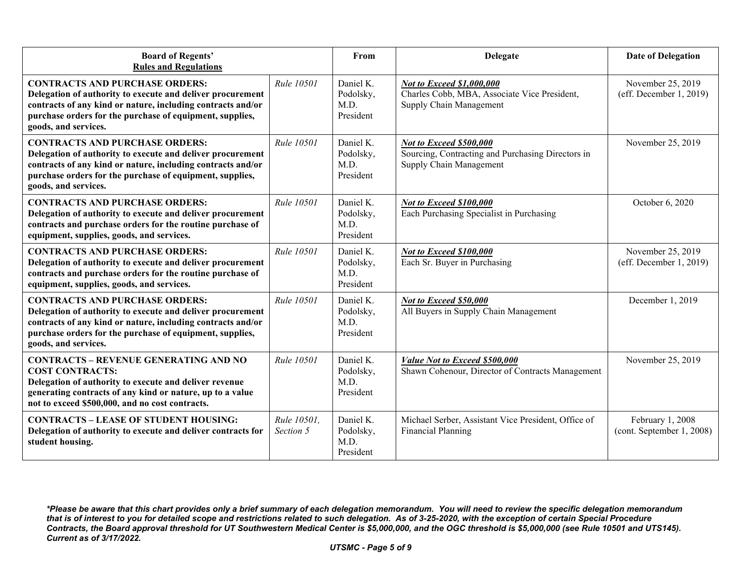| Board of Regents' Rules and Regulations | | From | Delegate | Date of Delegation |
|---|---|---|---|---|
| **CONTRACTS AND PURCHASE ORDERS: Delegation of authority to execute and deliver procurement contracts of any kind or nature, including contracts and/or purchase orders for the purchase of equipment, supplies, goods, and services.** | *Rule 10501* | Daniel K. Podolsky, M.D. President | ***Not to Exceed $1,000,000*** Charles Cobb, MBA, Associate Vice President, Supply Chain Management | November 25, 2019 (eff. December 1, 2019) |
| **CONTRACTS AND PURCHASE ORDERS: Delegation of authority to execute and deliver procurement contracts of any kind or nature, including contracts and/or purchase orders for the purchase of equipment, supplies, goods, and services.** | *Rule 10501* | Daniel K. Podolsky, M.D. President | ***Not to Exceed $500,000*** Sourcing, Contracting and Purchasing Directors in Supply Chain Management | November 25, 2019 |
| **CONTRACTS AND PURCHASE ORDERS: Delegation of authority to execute and deliver procurement contracts and purchase orders for the routine purchase of equipment, supplies, goods, and services.** | *Rule 10501* | Daniel K. Podolsky, M.D. President | ***Not to Exceed $100,000*** Each Purchasing Specialist in Purchasing | October 6, 2020 |
| **CONTRACTS AND PURCHASE ORDERS: Delegation of authority to execute and deliver procurement contracts and purchase orders for the routine purchase of equipment, supplies, goods, and services.** | *Rule 10501* | Daniel K. Podolsky, M.D. President | ***Not to Exceed $100,000*** Each Sr. Buyer in Purchasing | November 25, 2019 (eff. December 1, 2019) |
| **CONTRACTS AND PURCHASE ORDERS: Delegation of authority to execute and deliver procurement contracts of any kind or nature, including contracts and/or purchase orders for the purchase of equipment, supplies, goods, and services.** | *Rule 10501* | Daniel K. Podolsky, M.D. President | ***Not to Exceed $50,000*** All Buyers in Supply Chain Management | December 1, 2019 |
| **CONTRACTS – REVENUE GENERATING AND NO COST CONTRACTS: Delegation of authority to execute and deliver revenue generating contracts of any kind or nature, up to a value not to exceed $500,000, and no cost contracts.** | *Rule 10501* | Daniel K. Podolsky, M.D. President | ***Value Not to Exceed $500,000*** Shawn Cohenour, Director of Contracts Management | November 25, 2019 |
| **CONTRACTS – LEASE OF STUDENT HOUSING: Delegation of authority to execute and deliver contracts for student housing.** | *Rule 10501, Section 5* | Daniel K. Podolsky, M.D. President | Michael Serber, Assistant Vice President, Office of Financial Planning | February 1, 2008 (cont. September 1, 2008) |

***Please be aware that this chart provides only a brief summary of each delegation memorandum. You will need to review the specific delegation memorandum that is of interest to you for detailed scope and restrictions related to such delegation. As of 3-25-2020, with the exception of certain Special Procedure Contracts, the Board approval threshold for UT Southwestern Medical Center is $5,000,000, and the OGC threshold is $5,000,000 (see Rule 10501 and UTS145). Current as of 3/17/2022.**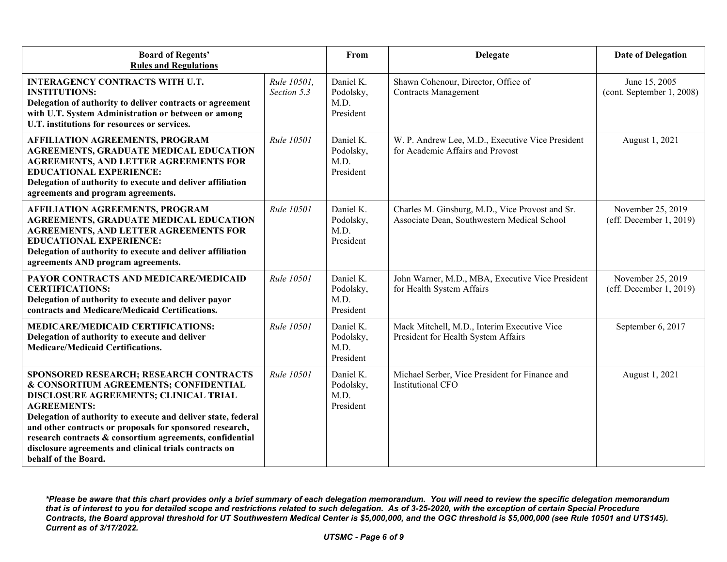| **Board of Regents' Rules and Regulations** | | **From** | **Delegate** | **Date of Delegation** |
|---|---|---|---|---|
| **INTERAGENCY CONTRACTS WITH U.T. INSTITUTIONS: Delegation of authority to deliver contracts or agreement with U.T. System Administration or between or among U.T. institutions for resources or services.** | *Rule 10501, Section 5.3* | Daniel K. Podolsky, M.D. President | Shawn Cohenour, Director, Office of Contracts Management | June 15, 2005 (cont. September 1, 2008) |
| **AFFILIATION AGREEMENTS, PROGRAM AGREEMENTS, GRADUATE MEDICAL EDUCATION AGREEMENTS, AND LETTER AGREEMENTS FOR EDUCATIONAL EXPERIENCE: Delegation of authority to execute and deliver affiliation agreements and program agreements.** | *Rule 10501* | Daniel K. Podolsky, M.D. President | W. P. Andrew Lee, M.D., Executive Vice President for Academic Affairs and Provost | August 1, 2021 |
| **AFFILIATION AGREEMENTS, PROGRAM AGREEMENTS, GRADUATE MEDICAL EDUCATION AGREEMENTS, AND LETTER AGREEMENTS FOR EDUCATIONAL EXPERIENCE: Delegation of authority to execute and deliver affiliation agreements AND program agreements.** | *Rule 10501* | Daniel K. Podolsky, M.D. President | Charles M. Ginsburg, M.D., Vice Provost and Sr. Associate Dean, Southwestern Medical School | November 25, 2019 (eff. December 1, 2019) |
| **PAYOR CONTRACTS AND MEDICARE/MEDICAID CERTIFICATIONS: Delegation of authority to execute and deliver payor contracts and Medicare/Medicaid Certifications.** | *Rule 10501* | Daniel K. Podolsky, M.D. President | John Warner, M.D., MBA, Executive Vice President for Health System Affairs | November 25, 2019 (eff. December 1, 2019) |
| **MEDICARE/MEDICAID CERTIFICATIONS: Delegation of authority to execute and deliver Medicare/Medicaid Certifications.** | *Rule 10501* | Daniel K. Podolsky, M.D. President | Mack Mitchell, M.D., Interim Executive Vice President for Health System Affairs | September 6, 2017 |
| **SPONSORED RESEARCH; RESEARCH CONTRACTS & CONSORTIUM AGREEMENTS; CONFIDENTIAL DISCLOSURE AGREEMENTS; CLINICAL TRIAL AGREEMENTS: Delegation of authority to execute and deliver state, federal and other contracts or proposals for sponsored research, research contracts & consortium agreements, confidential disclosure agreements and clinical trials contracts on behalf of the Board.** | *Rule 10501* | Daniel K. Podolsky, M.D. President | Michael Serber, Vice President for Finance and Institutional CFO | August 1, 2021 |

***Please be aware that this chart provides only a brief summary of each delegation memorandum. You will need to review the specific delegation memorandum that is of interest to you for detailed scope and restrictions related to such delegation. As of 3-25-2020, with the exception of certain Special Procedure Contracts, the Board approval threshold for UT Southwestern Medical Center is $5,000,000, and the OGC threshold is $5,000,000 (see Rule 10501 and UTS145). Current as of 3/17/2022.***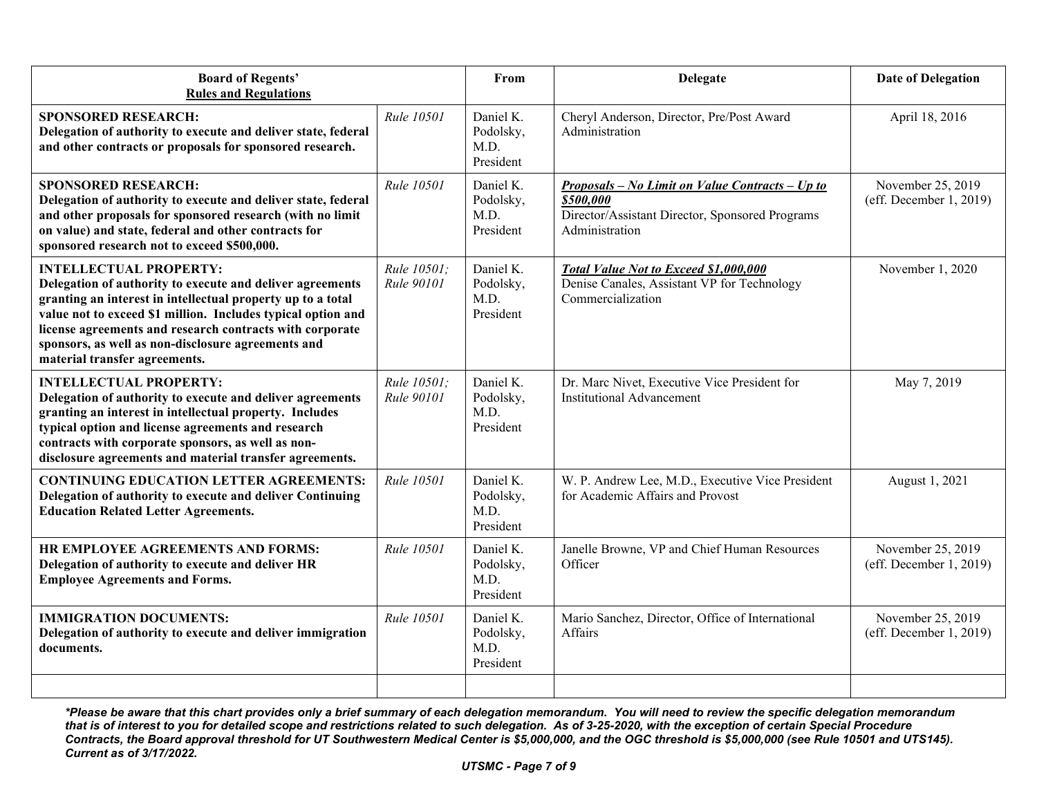| **Board of Regents' Rules and Regulations** | | **From** | **Delegate** | **Date of Delegation** |
|---|---|---|---|---|
| **SPONSORED RESEARCH: Delegation of authority to execute and deliver state, federal and other contracts or proposals for sponsored research.** | *Rule 10501* | Daniel K. Podolsky, M.D. President | Cheryl Anderson, Director, Pre/Post Award Administration | April 18, 2016 |
| **SPONSORED RESEARCH: Delegation of authority to execute and deliver state, federal and other proposals for sponsored research (with no limit on value) and state, federal and other contracts for sponsored research not to exceed $500,000.** | *Rule 10501* | Daniel K. Podolsky, M.D. President | ***Proposals – No Limit on Value Contracts – Up to $500,000*** Director/Assistant Director, Sponsored Programs Administration | November 25, 2019 (eff. December 1, 2019) |
| **INTELLECTUAL PROPERTY: Delegation of authority to execute and deliver agreements granting an interest in intellectual property up to a total value not to exceed $1 million. Includes typical option and license agreements and research contracts with corporate sponsors, as well as non-disclosure agreements and material transfer agreements.** | *Rule 10501; Rule 90101* | Daniel K. Podolsky, M.D. President | ***Total Value Not to Exceed $1,000,000*** Denise Canales, Assistant VP for Technology Commercialization | November 1, 2020 |
| **INTELLECTUAL PROPERTY: Delegation of authority to execute and deliver agreements granting an interest in intellectual property. Includes typical option and license agreements and research contracts with corporate sponsors, as well as non-disclosure agreements and material transfer agreements.** | *Rule 10501; Rule 90101* | Daniel K. Podolsky, M.D. President | Dr. Marc Nivet, Executive Vice President for Institutional Advancement | May 7, 2019 |
| **CONTINUING EDUCATION LETTER AGREEMENTS: Delegation of authority to execute and deliver Continuing Education Related Letter Agreements.** | *Rule 10501* | Daniel K. Podolsky, M.D. President | W. P. Andrew Lee, M.D., Executive Vice President for Academic Affairs and Provost | August 1, 2021 |
| **HR EMPLOYEE AGREEMENTS AND FORMS: Delegation of authority to execute and deliver HR Employee Agreements and Forms.** | *Rule 10501* | Daniel K. Podolsky, M.D. President | Janelle Browne, VP and Chief Human Resources Officer | November 25, 2019 (eff. December 1, 2019) |
| **IMMIGRATION DOCUMENTS: Delegation of authority to execute and deliver immigration documents.** | *Rule 10501* | Daniel K. Podolsky, M.D. President | Mario Sanchez, Director, Office of International Affairs | November 25, 2019 (eff. December 1, 2019) |
| | | | | |

***Please be aware that this chart provides only a brief summary of each delegation memorandum. You will need to review the specific delegation memorandum that is of interest to you for detailed scope and restrictions related to such delegation. As of 3-25-2020, with the exception of certain Special Procedure Contracts, the Board approval threshold for UT Southwestern Medical Center is $5,000,000, and the OGC threshold is $5,000,000 (see Rule 10501 and UTS145). Current as of 3/17/2022.***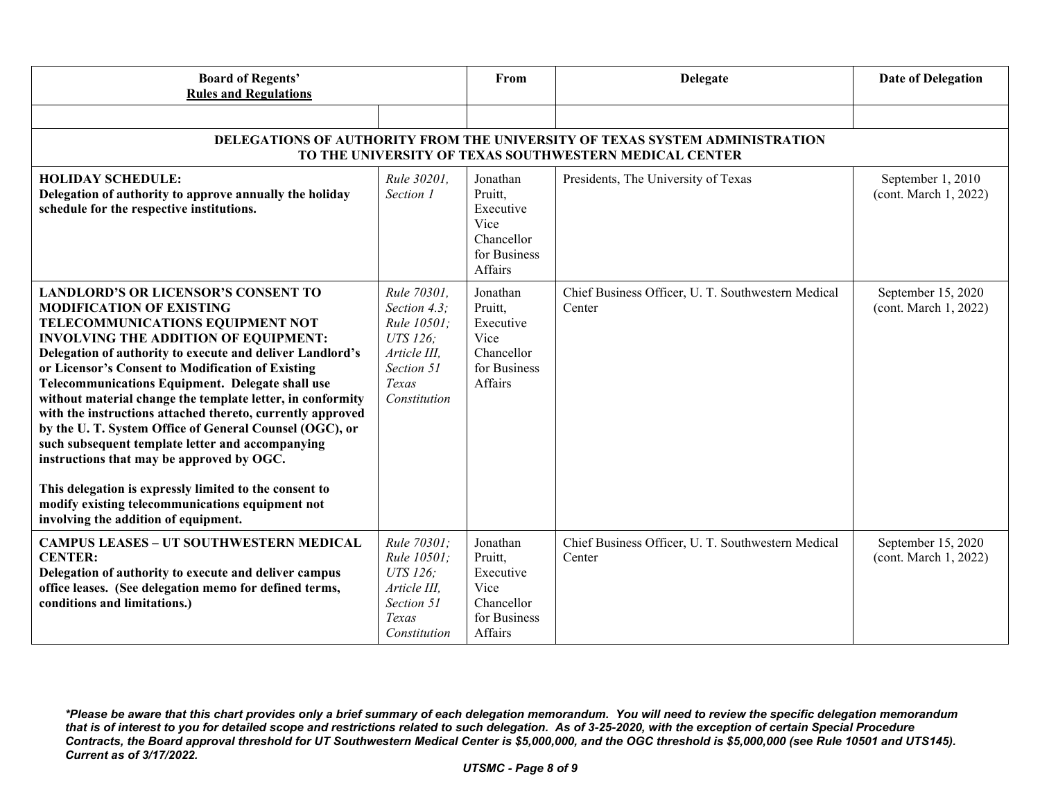| Board of Regents' Rules and Regulations | | From | Delegate | Date of Delegation |
|---|---|---|---|---|
| | | | | |
| **DELEGATIONS OF AUTHORITY FROM THE UNIVERSITY OF TEXAS SYSTEM ADMINISTRATION TO THE UNIVERSITY OF TEXAS SOUTHWESTERN MEDICAL CENTER** | | | | |
| **HOLIDAY SCHEDULE:** **Delegation of authority to approve annually the holiday schedule for the respective institutions.** | *Rule 30201, Section 1* | Jonathan Pruitt, Executive Vice Chancellor for Business Affairs | Presidents, The University of Texas | September 1, 2010 (cont. March 1, 2022) |
| **LANDLORD'S OR LICENSOR'S CONSENT TO MODIFICATION OF EXISTING TELECOMMUNICATIONS EQUIPMENT NOT INVOLVING THE ADDITION OF EQUIPMENT:** **Delegation of authority to execute and deliver Landlord's or Licensor's Consent to Modification of Existing Telecommunications Equipment. Delegate shall use without material change the template letter, in conformity with the instructions attached thereto, currently approved by the U. T. System Office of General Counsel (OGC), or such subsequent template letter and accompanying instructions that may be approved by OGC.** <br><br> **This delegation is expressly limited to the consent to modify existing telecommunications equipment not involving the addition of equipment.** | *Rule 70301, Section 4.3; Rule 10501; UTS 126; Article III, Section 51 Texas Constitution* | Jonathan Pruitt, Executive Vice Chancellor for Business Affairs | Chief Business Officer, U. T. Southwestern Medical Center | September 15, 2020 (cont. March 1, 2022) |
| **CAMPUS LEASES – UT SOUTHWESTERN MEDICAL CENTER:** **Delegation of authority to execute and deliver campus office leases. (See delegation memo for defined terms, conditions and limitations.)** | *Rule 70301; Rule 10501; UTS 126; Article III, Section 51 Texas Constitution* | Jonathan Pruitt, Executive Vice Chancellor for Business Affairs | Chief Business Officer, U. T. Southwestern Medical Center | September 15, 2020 (cont. March 1, 2022) |

***Please be aware that this chart provides only a brief summary of each delegation memorandum. You will need to review the specific delegation memorandum that is of interest to you for detailed scope and restrictions related to such delegation. As of 3-25-2020, with the exception of certain Special Procedure Contracts, the Board approval threshold for UT Southwestern Medical Center is $5,000,000, and the OGC threshold is $5,000,000 (see Rule 10501 and UTS145). Current as of 3/17/2022.***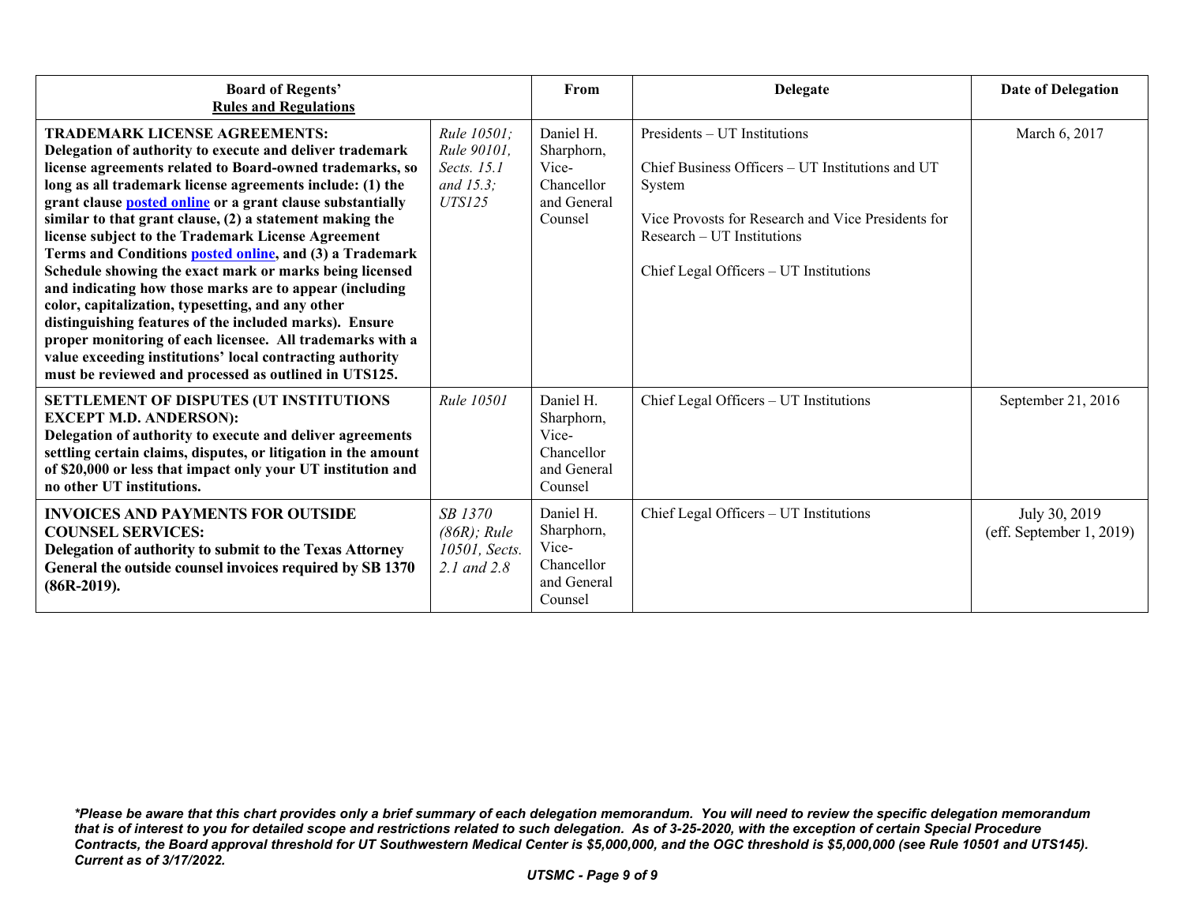| **Board of Regents' Rules and Regulations** | | **From** | **Delegate** | **Date of Delegation** |
|---|---|---|---|---|
| **TRADEMARK LICENSE AGREEMENTS: Delegation of authority to execute and deliver trademark license agreements related to Board-owned trademarks, so long as all trademark license agreements include: (1) the grant clause posted online or a grant clause substantially similar to that grant clause, (2) a statement making the license subject to the Trademark License Agreement Terms and Conditions posted online, and (3) a Trademark Schedule showing the exact mark or marks being licensed and indicating how those marks are to appear (including color, capitalization, typesetting, and any other distinguishing features of the included marks). Ensure proper monitoring of each licensee. All trademarks with a value exceeding institutions' local contracting authority must be reviewed and processed as outlined in UTS125.** | *Rule 10501; Rule 90101, Sects. 15.1 and 15.3; UTS125* | Daniel H. Sharphorn, Vice-Chancellor and General Counsel | Presidents – UT Institutions<br><br>Chief Business Officers – UT Institutions and UT System<br><br>Vice Provosts for Research and Vice Presidents for Research – UT Institutions<br><br>Chief Legal Officers – UT Institutions | March 6, 2017 |
| **SETTLEMENT OF DISPUTES (UT INSTITUTIONS EXCEPT M.D. ANDERSON): Delegation of authority to execute and deliver agreements settling certain claims, disputes, or litigation in the amount of $20,000 or less that impact only your UT institution and no other UT institutions.** | *Rule 10501* | Daniel H. Sharphorn, Vice-Chancellor and General Counsel | Chief Legal Officers – UT Institutions | September 21, 2016 |
| **INVOICES AND PAYMENTS FOR OUTSIDE COUNSEL SERVICES: Delegation of authority to submit to the Texas Attorney General the outside counsel invoices required by SB 1370 (86R-2019).** | *SB 1370 (86R); Rule 10501, Sects. 2.1 and 2.8* | Daniel H. Sharphorn, Vice-Chancellor and General Counsel | Chief Legal Officers – UT Institutions | July 30, 2019 (eff. September 1, 2019) |

***Please be aware that this chart provides only a brief summary of each delegation memorandum. You will need to review the specific delegation memorandum that is of interest to you for detailed scope and restrictions related to such delegation. As of 3-25-2020, with the exception of certain Special Procedure Contracts, the Board approval threshold for UT Southwestern Medical Center is $5,000,000, and the OGC threshold is $5,000,000 (see Rule 10501 and UTS145). Current as of 3/17/2022.***